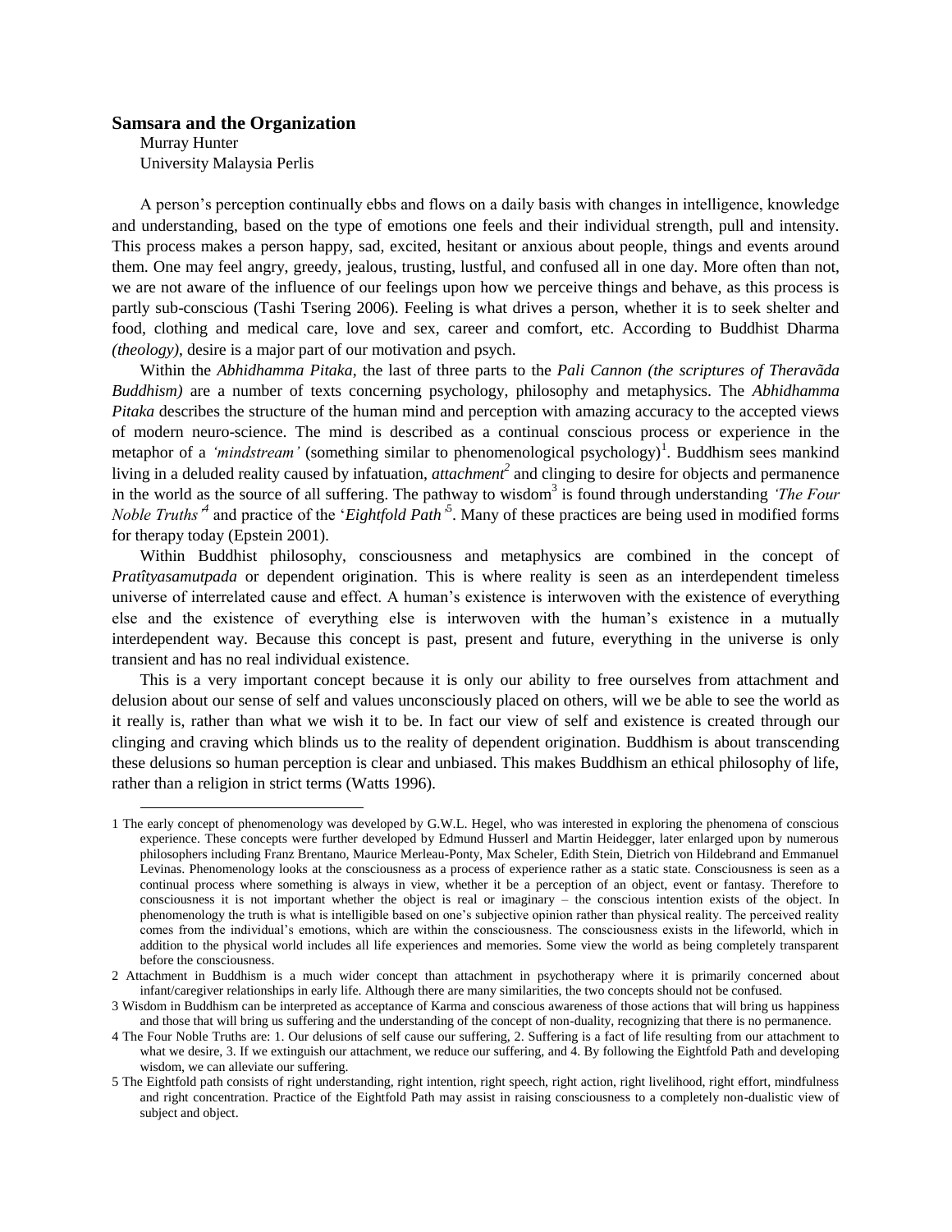# Samsara and the Organization

Murray Hunter
University Malaysia Perlis

A person's perception continually ebbs and flows on a daily basis with changes in intelligence, knowledge and understanding, based on the type of emotions one feels and their individual strength, pull and intensity. This process makes a person happy, sad, excited, hesitant or anxious about people, things and events around them. One may feel angry, greedy, jealous, trusting, lustful, and confused all in one day. More often than not, we are not aware of the influence of our feelings upon how we perceive things and behave, as this process is partly sub-conscious (Tashi Tsering 2006). Feeling is what drives a person, whether it is to seek shelter and food, clothing and medical care, love and sex, career and comfort, etc. According to Buddhist Dharma *(theology)*, desire is a major part of our motivation and psych.

Within the *Abhidhamma Pitaka*, the last of three parts to the *Pali Cannon (the scriptures of Theravãda Buddhism)* are a number of texts concerning psychology, philosophy and metaphysics. The *Abhidhamma Pitaka* describes the structure of the human mind and perception with amazing accuracy to the accepted views of modern neuro-science. The mind is described as a continual conscious process or experience in the metaphor of a *'mindstream'* (something similar to phenomenological psychology)[1]. Buddhism sees mankind living in a deluded reality caused by infatuation, *attachment*[2] and clinging to desire for objects and permanence in the world as the source of all suffering. The pathway to wisdom[3] is found through understanding *'The Four Noble Truths'*[4] and practice of the '*Eightfold Path'*[5]. Many of these practices are being used in modified forms for therapy today (Epstein 2001).

Within Buddhist philosophy, consciousness and metaphysics are combined in the concept of *Pratîtyasamutpada* or dependent origination. This is where reality is seen as an interdependent timeless universe of interrelated cause and effect. A human's existence is interwoven with the existence of everything else and the existence of everything else is interwoven with the human's existence in a mutually interdependent way. Because this concept is past, present and future, everything in the universe is only transient and has no real individual existence.

This is a very important concept because it is only our ability to free ourselves from attachment and delusion about our sense of self and values unconsciously placed on others, will we be able to see the world as it really is, rather than what we wish it to be. In fact our view of self and existence is created through our clinging and craving which blinds us to the reality of dependent origination. Buddhism is about transcending these delusions so human perception is clear and unbiased. This makes Buddhism an ethical philosophy of life, rather than a religion in strict terms (Watts 1996).

---

1 The early concept of phenomenology was developed by G.W.L. Hegel, who was interested in exploring the phenomena of conscious experience. These concepts were further developed by Edmund Husserl and Martin Heidegger, later enlarged upon by numerous philosophers including Franz Brentano, Maurice Merleau-Ponty, Max Scheler, Edith Stein, Dietrich von Hildebrand and Emmanuel Levinas. Phenomenology looks at the consciousness as a process of experience rather as a static state. Consciousness is seen as a continual process where something is always in view, whether it be a perception of an object, event or fantasy. Therefore to consciousness it is not important whether the object is real or imaginary – the conscious intention exists of the object. In phenomenology the truth is what is intelligible based on one's subjective opinion rather than physical reality. The perceived reality comes from the individual's emotions, which are within the consciousness. The consciousness exists in the lifeworld, which in addition to the physical world includes all life experiences and memories. Some view the world as being completely transparent before the consciousness.

2 Attachment in Buddhism is a much wider concept than attachment in psychotherapy where it is primarily concerned about infant/caregiver relationships in early life. Although there are many similarities, the two concepts should not be confused.

3 Wisdom in Buddhism can be interpreted as acceptance of Karma and conscious awareness of those actions that will bring us happiness and those that will bring us suffering and the understanding of the concept of non-duality, recognizing that there is no permanence.

4 The Four Noble Truths are: 1. Our delusions of self cause our suffering, 2. Suffering is a fact of life resulting from our attachment to what we desire, 3. If we extinguish our attachment, we reduce our suffering, and 4. By following the Eightfold Path and developing wisdom, we can alleviate our suffering.

5 The Eightfold path consists of right understanding, right intention, right speech, right action, right livelihood, right effort, mindfulness and right concentration. Practice of the Eightfold Path may assist in raising consciousness to a completely non-dualistic view of subject and object.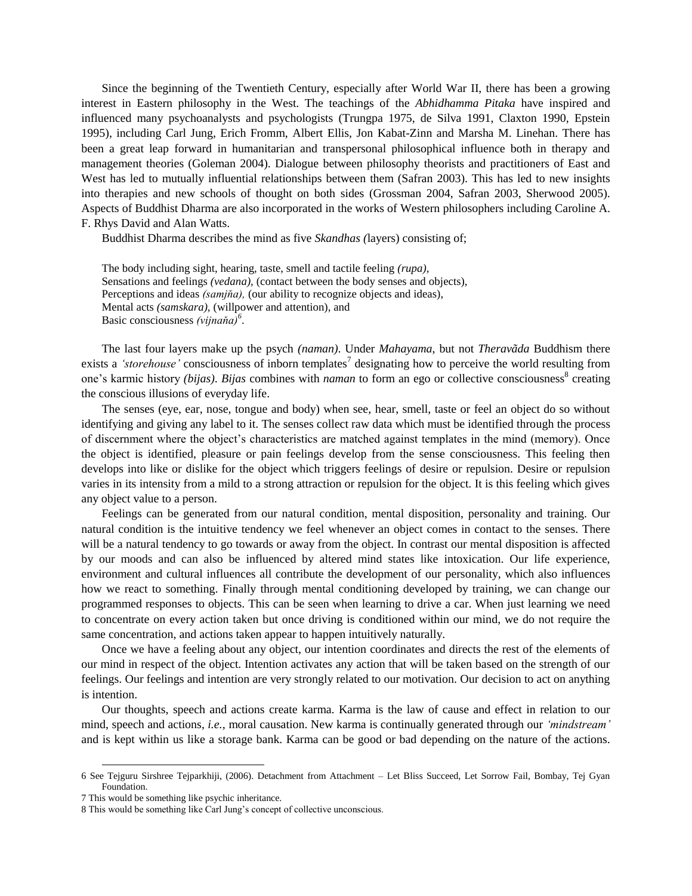Since the beginning of the Twentieth Century, especially after World War II, there has been a growing interest in Eastern philosophy in the West. The teachings of the *Abhidhamma Pitaka* have inspired and influenced many psychoanalysts and psychologists (Trungpa 1975, de Silva 1991, Claxton 1990, Epstein 1995), including Carl Jung, Erich Fromm, Albert Ellis, Jon Kabat-Zinn and Marsha M. Linehan. There has been a great leap forward in humanitarian and transpersonal philosophical influence both in therapy and management theories (Goleman 2004). Dialogue between philosophy theorists and practitioners of East and West has led to mutually influential relationships between them (Safran 2003). This has led to new insights into therapies and new schools of thought on both sides (Grossman 2004, Safran 2003, Sherwood 2005). Aspects of Buddhist Dharma are also incorporated in the works of Western philosophers including Caroline A. F. Rhys David and Alan Watts.

Buddhist Dharma describes the mind as five *Skandhas (*layers) consisting of;

> The body including sight, hearing, taste, smell and tactile feeling *(rupa)*,
> Sensations and feelings *(vedana)*, (contact between the body senses and objects),
> Perceptions and ideas *(samjňa),* (our ability to recognize objects and ideas),
> Mental acts *(samskara)*, (willpower and attention), and
> Basic consciousness *(vijnaňa)*[6].

The last four layers make up the psych *(naman)*. Under *Mahayama*, but not *Theravãda* Buddhism there exists a *'storehouse'* consciousness of inborn templates[7] designating how to perceive the world resulting from one's karmic history *(bijas)*. *Bijas* combines with *naman* to form an ego or collective consciousness[8] creating the conscious illusions of everyday life.

The senses (eye, ear, nose, tongue and body) when see, hear, smell, taste or feel an object do so without identifying and giving any label to it. The senses collect raw data which must be identified through the process of discernment where the object's characteristics are matched against templates in the mind (memory). Once the object is identified, pleasure or pain feelings develop from the sense consciousness. This feeling then develops into like or dislike for the object which triggers feelings of desire or repulsion. Desire or repulsion varies in its intensity from a mild to a strong attraction or repulsion for the object. It is this feeling which gives any object value to a person.

Feelings can be generated from our natural condition, mental disposition, personality and training. Our natural condition is the intuitive tendency we feel whenever an object comes in contact to the senses. There will be a natural tendency to go towards or away from the object. In contrast our mental disposition is affected by our moods and can also be influenced by altered mind states like intoxication. Our life experience, environment and cultural influences all contribute the development of our personality, which also influences how we react to something. Finally through mental conditioning developed by training, we can change our programmed responses to objects. This can be seen when learning to drive a car. When just learning we need to concentrate on every action taken but once driving is conditioned within our mind, we do not require the same concentration, and actions taken appear to happen intuitively naturally.

Once we have a feeling about any object, our intention coordinates and directs the rest of the elements of our mind in respect of the object. Intention activates any action that will be taken based on the strength of our feelings. Our feelings and intention are very strongly related to our motivation. Our decision to act on anything is intention.

Our thoughts, speech and actions create karma. Karma is the law of cause and effect in relation to our mind, speech and actions, *i.e.,* moral causation. New karma is continually generated through our *'mindstream'* and is kept within us like a storage bank. Karma can be good or bad depending on the nature of the actions.

---

6 See Tejguru Sirshree Tejparkhiji, (2006). Detachment from Attachment – Let Bliss Succeed, Let Sorrow Fail, Bombay, Tej Gyan Foundation.

7 This would be something like psychic inheritance.

8 This would be something like Carl Jung's concept of collective unconscious.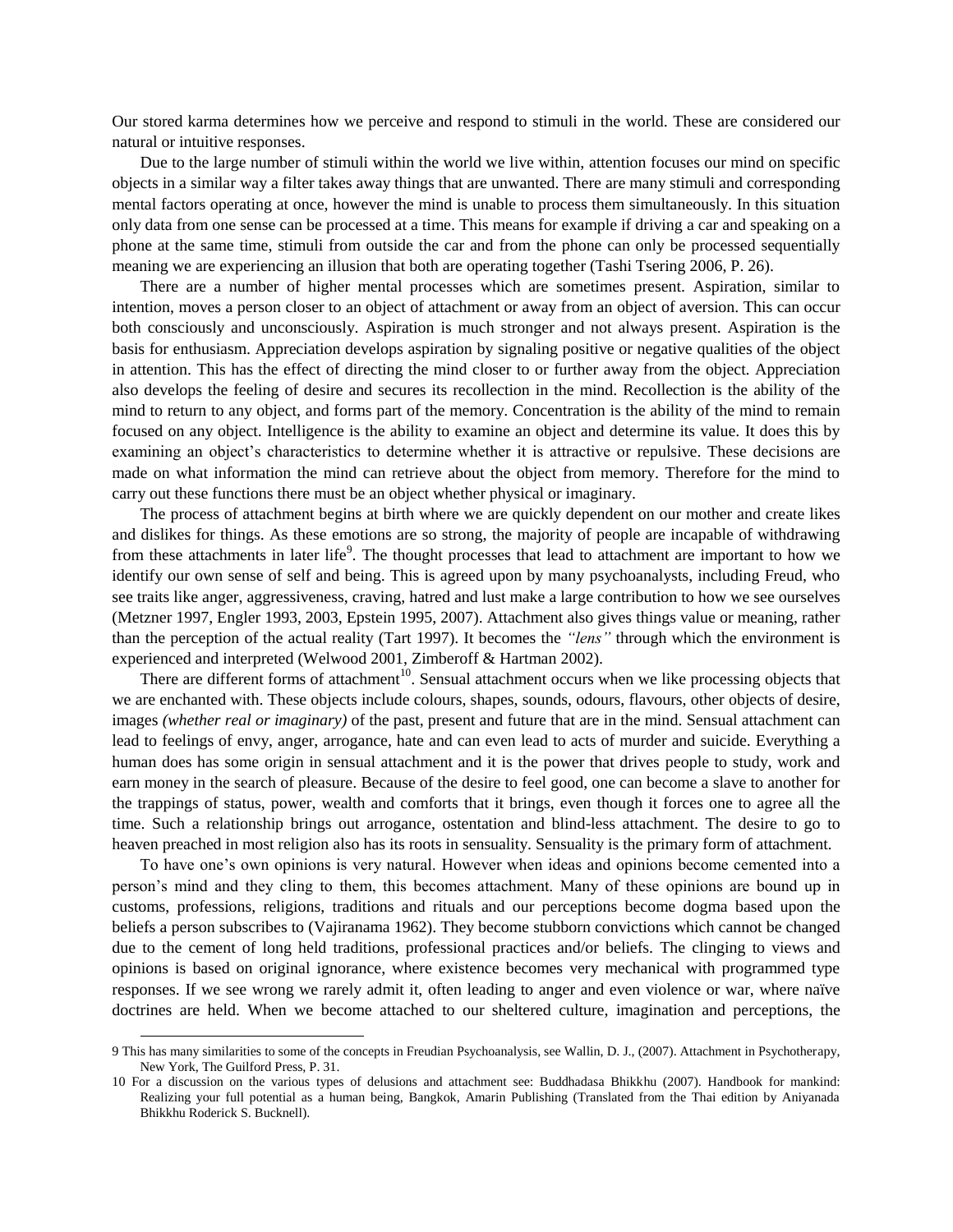Our stored karma determines how we perceive and respond to stimuli in the world. These are considered our natural or intuitive responses.

Due to the large number of stimuli within the world we live within, attention focuses our mind on specific objects in a similar way a filter takes away things that are unwanted. There are many stimuli and corresponding mental factors operating at once, however the mind is unable to process them simultaneously. In this situation only data from one sense can be processed at a time. This means for example if driving a car and speaking on a phone at the same time, stimuli from outside the car and from the phone can only be processed sequentially meaning we are experiencing an illusion that both are operating together (Tashi Tsering 2006, P. 26).

There are a number of higher mental processes which are sometimes present. Aspiration, similar to intention, moves a person closer to an object of attachment or away from an object of aversion. This can occur both consciously and unconsciously. Aspiration is much stronger and not always present. Aspiration is the basis for enthusiasm. Appreciation develops aspiration by signaling positive or negative qualities of the object in attention. This has the effect of directing the mind closer to or further away from the object. Appreciation also develops the feeling of desire and secures its recollection in the mind. Recollection is the ability of the mind to return to any object, and forms part of the memory. Concentration is the ability of the mind to remain focused on any object. Intelligence is the ability to examine an object and determine its value. It does this by examining an object's characteristics to determine whether it is attractive or repulsive. These decisions are made on what information the mind can retrieve about the object from memory. Therefore for the mind to carry out these functions there must be an object whether physical or imaginary.

The process of attachment begins at birth where we are quickly dependent on our mother and create likes and dislikes for things. As these emotions are so strong, the majority of people are incapable of withdrawing from these attachments in later life[9]. The thought processes that lead to attachment are important to how we identify our own sense of self and being. This is agreed upon by many psychoanalysts, including Freud, who see traits like anger, aggressiveness, craving, hatred and lust make a large contribution to how we see ourselves (Metzner 1997, Engler 1993, 2003, Epstein 1995, 2007). Attachment also gives things value or meaning, rather than the perception of the actual reality (Tart 1997). It becomes the *"lens"* through which the environment is experienced and interpreted (Welwood 2001, Zimberoff & Hartman 2002).

There are different forms of attachment[10]. Sensual attachment occurs when we like processing objects that we are enchanted with. These objects include colours, shapes, sounds, odours, flavours, other objects of desire, images *(whether real or imaginary)* of the past, present and future that are in the mind. Sensual attachment can lead to feelings of envy, anger, arrogance, hate and can even lead to acts of murder and suicide. Everything a human does has some origin in sensual attachment and it is the power that drives people to study, work and earn money in the search of pleasure. Because of the desire to feel good, one can become a slave to another for the trappings of status, power, wealth and comforts that it brings, even though it forces one to agree all the time. Such a relationship brings out arrogance, ostentation and blind-less attachment. The desire to go to heaven preached in most religion also has its roots in sensuality. Sensuality is the primary form of attachment.

To have one's own opinions is very natural. However when ideas and opinions become cemented into a person's mind and they cling to them, this becomes attachment. Many of these opinions are bound up in customs, professions, religions, traditions and rituals and our perceptions become dogma based upon the beliefs a person subscribes to (Vajiranama 1962). They become stubborn convictions which cannot be changed due to the cement of long held traditions, professional practices and/or beliefs. The clinging to views and opinions is based on original ignorance, where existence becomes very mechanical with programmed type responses. If we see wrong we rarely admit it, often leading to anger and even violence or war, where naïve doctrines are held. When we become attached to our sheltered culture, imagination and perceptions, the

---

9 This has many similarities to some of the concepts in Freudian Psychoanalysis, see Wallin, D. J., (2007). Attachment in Psychotherapy, New York, The Guilford Press, P. 31.

10 For a discussion on the various types of delusions and attachment see: Buddhadasa Bhikkhu (2007). Handbook for mankind: Realizing your full potential as a human being, Bangkok, Amarin Publishing (Translated from the Thai edition by Aniyanada Bhikkhu Roderick S. Bucknell).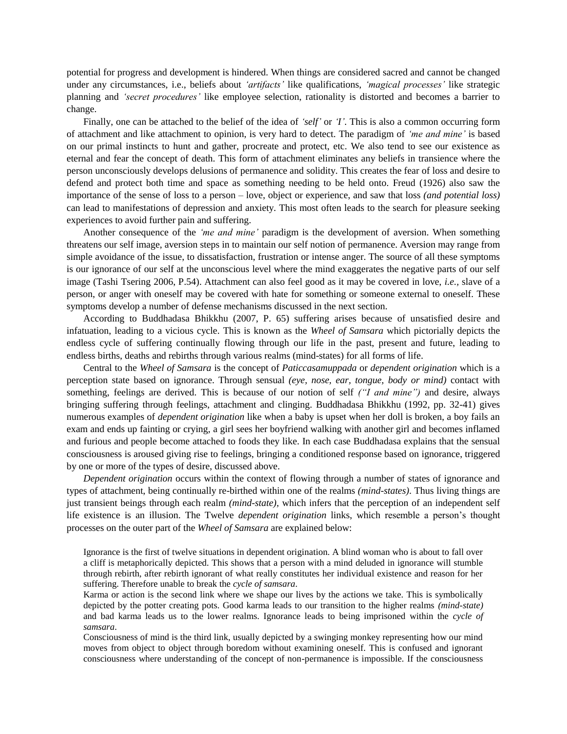potential for progress and development is hindered. When things are considered sacred and cannot be changed under any circumstances, i.e., beliefs about *'artifacts'* like qualifications, *'magical processes'* like strategic planning and *'secret procedures'* like employee selection, rationality is distorted and becomes a barrier to change.

Finally, one can be attached to the belief of the idea of *'self'* or *'I'*. This is also a common occurring form of attachment and like attachment to opinion, is very hard to detect. The paradigm of *'me and mine'* is based on our primal instincts to hunt and gather, procreate and protect, etc. We also tend to see our existence as eternal and fear the concept of death. This form of attachment eliminates any beliefs in transience where the person unconsciously develops delusions of permanence and solidity. This creates the fear of loss and desire to defend and protect both time and space as something needing to be held onto. Freud (1926) also saw the importance of the sense of loss to a person – love, object or experience, and saw that loss *(and potential loss)* can lead to manifestations of depression and anxiety. This most often leads to the search for pleasure seeking experiences to avoid further pain and suffering.

Another consequence of the *'me and mine'* paradigm is the development of aversion. When something threatens our self image, aversion steps in to maintain our self notion of permanence. Aversion may range from simple avoidance of the issue, to dissatisfaction, frustration or intense anger. The source of all these symptoms is our ignorance of our self at the unconscious level where the mind exaggerates the negative parts of our self image (Tashi Tsering 2006, P.54). Attachment can also feel good as it may be covered in love, *i.e.*, slave of a person, or anger with oneself may be covered with hate for something or someone external to oneself. These symptoms develop a number of defense mechanisms discussed in the next section.

According to Buddhadasa Bhikkhu (2007, P. 65) suffering arises because of unsatisfied desire and infatuation, leading to a vicious cycle. This is known as the *Wheel of Samsara* which pictorially depicts the endless cycle of suffering continually flowing through our life in the past, present and future, leading to endless births, deaths and rebirths through various realms (mind-states) for all forms of life.

Central to the *Wheel of Samsara* is the concept of *Paticcasamuppada* or *dependent origination* which is a perception state based on ignorance. Through sensual *(eye, nose, ear, tongue, body or mind)* contact with something, feelings are derived. This is because of our notion of self *("I and mine")* and desire, always bringing suffering through feelings, attachment and clinging. Buddhadasa Bhikkhu (1992, pp. 32-41) gives numerous examples of *dependent origination* like when a baby is upset when her doll is broken, a boy fails an exam and ends up fainting or crying, a girl sees her boyfriend walking with another girl and becomes inflamed and furious and people become attached to foods they like. In each case Buddhadasa explains that the sensual consciousness is aroused giving rise to feelings, bringing a conditioned response based on ignorance, triggered by one or more of the types of desire, discussed above.

*Dependent origination* occurs within the context of flowing through a number of states of ignorance and types of attachment, being continually re-birthed within one of the realms *(mind-states)*. Thus living things are just transient beings through each realm *(mind-state)*, which infers that the perception of an independent self life existence is an illusion. The Twelve *dependent origination* links, which resemble a person's thought processes on the outer part of the *Wheel of Samsara* are explained below:

> Ignorance is the first of twelve situations in dependent origination. A blind woman who is about to fall over a cliff is metaphorically depicted. This shows that a person with a mind deluded in ignorance will stumble through rebirth, after rebirth ignorant of what really constitutes her individual existence and reason for her suffering. Therefore unable to break the *cycle of samsara*.
>
> Karma or action is the second link where we shape our lives by the actions we take. This is symbolically depicted by the potter creating pots. Good karma leads to our transition to the higher realms *(mind-state)* and bad karma leads us to the lower realms. Ignorance leads to being imprisoned within the *cycle of samsara*.
>
> Consciousness of mind is the third link, usually depicted by a swinging monkey representing how our mind moves from object to object through boredom without examining oneself. This is confused and ignorant consciousness where understanding of the concept of non-permanence is impossible. If the consciousness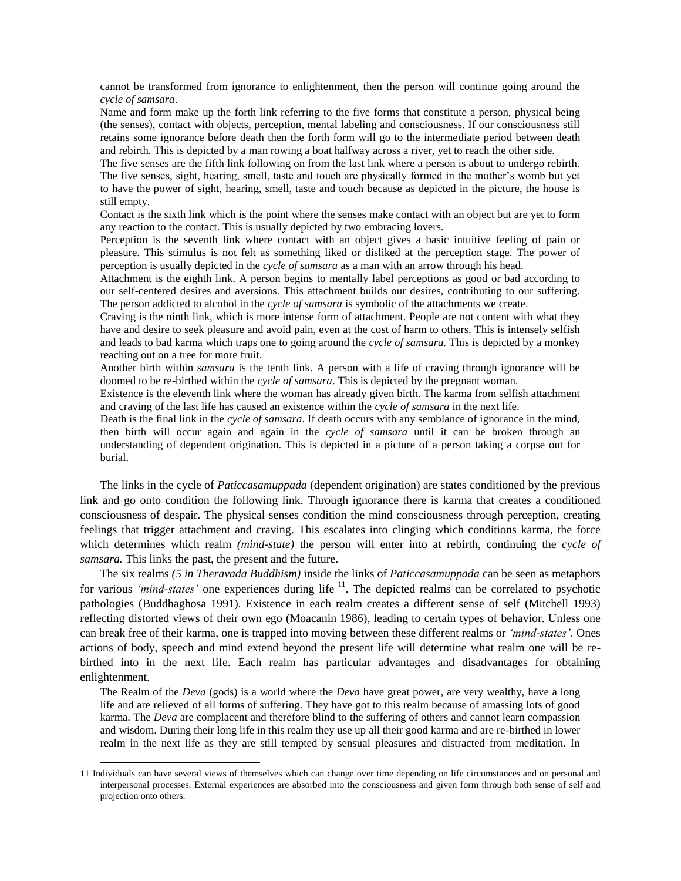cannot be transformed from ignorance to enlightenment, then the person will continue going around the *cycle of samsara*.

Name and form make up the forth link referring to the five forms that constitute a person, physical being (the senses), contact with objects, perception, mental labeling and consciousness. If our consciousness still retains some ignorance before death then the forth form will go to the intermediate period between death and rebirth. This is depicted by a man rowing a boat halfway across a river, yet to reach the other side.

The five senses are the fifth link following on from the last link where a person is about to undergo rebirth. The five senses, sight, hearing, smell, taste and touch are physically formed in the mother's womb but yet to have the power of sight, hearing, smell, taste and touch because as depicted in the picture, the house is still empty.

Contact is the sixth link which is the point where the senses make contact with an object but are yet to form any reaction to the contact. This is usually depicted by two embracing lovers.

Perception is the seventh link where contact with an object gives a basic intuitive feeling of pain or pleasure. This stimulus is not felt as something liked or disliked at the perception stage. The power of perception is usually depicted in the *cycle of samsara* as a man with an arrow through his head.

Attachment is the eighth link. A person begins to mentally label perceptions as good or bad according to our self-centered desires and aversions. This attachment builds our desires, contributing to our suffering. The person addicted to alcohol in the *cycle of samsara* is symbolic of the attachments we create.

Craving is the ninth link, which is more intense form of attachment. People are not content with what they have and desire to seek pleasure and avoid pain, even at the cost of harm to others. This is intensely selfish and leads to bad karma which traps one to going around the *cycle of samsara.* This is depicted by a monkey reaching out on a tree for more fruit.

Another birth within *samsara* is the tenth link. A person with a life of craving through ignorance will be doomed to be re-birthed within the *cycle of samsara*. This is depicted by the pregnant woman.

Existence is the eleventh link where the woman has already given birth. The karma from selfish attachment and craving of the last life has caused an existence within the *cycle of samsara* in the next life.

Death is the final link in the *cycle of samsara*. If death occurs with any semblance of ignorance in the mind, then birth will occur again and again in the *cycle of samsara* until it can be broken through an understanding of dependent origination. This is depicted in a picture of a person taking a corpse out for burial.

The links in the cycle of *Paticcasamuppada* (dependent origination) are states conditioned by the previous link and go onto condition the following link. Through ignorance there is karma that creates a conditioned consciousness of despair. The physical senses condition the mind consciousness through perception, creating feelings that trigger attachment and craving. This escalates into clinging which conditions karma, the force which determines which realm *(mind-state)* the person will enter into at rebirth, continuing the *cycle of samsara.* This links the past, the present and the future.

The six realms *(5 in Theravada Buddhism)* inside the links of *Paticcasamuppada* can be seen as metaphors for various *'mind-states'* one experiences during life [11]. The depicted realms can be correlated to psychotic pathologies (Buddhaghosa 1991). Existence in each realm creates a different sense of self (Mitchell 1993) reflecting distorted views of their own ego (Moacanin 1986), leading to certain types of behavior. Unless one can break free of their karma, one is trapped into moving between these different realms or *'mind-states'.* Ones actions of body, speech and mind extend beyond the present life will determine what realm one will be re-birthed into in the next life. Each realm has particular advantages and disadvantages for obtaining enlightenment.

The Realm of the *Deva* (gods) is a world where the *Deva* have great power, are very wealthy, have a long life and are relieved of all forms of suffering. They have got to this realm because of amassing lots of good karma. The *Deva* are complacent and therefore blind to the suffering of others and cannot learn compassion and wisdom. During their long life in this realm they use up all their good karma and are re-birthed in lower realm in the next life as they are still tempted by sensual pleasures and distracted from meditation. In

11 Individuals can have several views of themselves which can change over time depending on life circumstances and on personal and interpersonal processes. External experiences are absorbed into the consciousness and given form through both sense of self and projection onto others.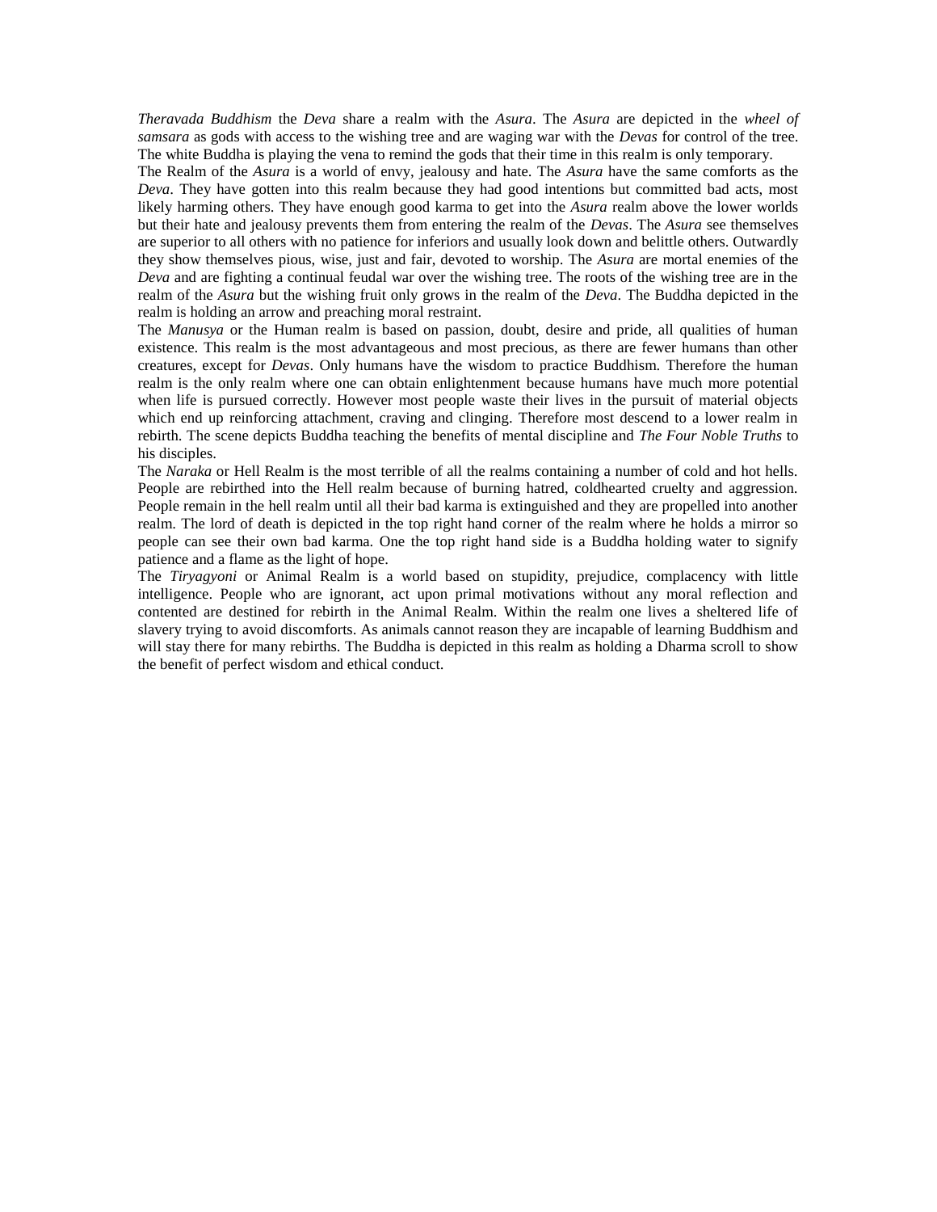*Theravada Buddhism* the *Deva* share a realm with the *Asura*. The *Asura* are depicted in the *wheel of samsara* as gods with access to the wishing tree and are waging war with the *Devas* for control of the tree. The white Buddha is playing the vena to remind the gods that their time in this realm is only temporary.

The Realm of the *Asura* is a world of envy, jealousy and hate. The *Asura* have the same comforts as the *Deva*. They have gotten into this realm because they had good intentions but committed bad acts, most likely harming others. They have enough good karma to get into the *Asura* realm above the lower worlds but their hate and jealousy prevents them from entering the realm of the *Devas*. The *Asura* see themselves are superior to all others with no patience for inferiors and usually look down and belittle others. Outwardly they show themselves pious, wise, just and fair, devoted to worship. The *Asura* are mortal enemies of the *Deva* and are fighting a continual feudal war over the wishing tree. The roots of the wishing tree are in the realm of the *Asura* but the wishing fruit only grows in the realm of the *Deva*. The Buddha depicted in the realm is holding an arrow and preaching moral restraint.

The *Manusya* or the Human realm is based on passion, doubt, desire and pride, all qualities of human existence. This realm is the most advantageous and most precious, as there are fewer humans than other creatures, except for *Devas*. Only humans have the wisdom to practice Buddhism. Therefore the human realm is the only realm where one can obtain enlightenment because humans have much more potential when life is pursued correctly. However most people waste their lives in the pursuit of material objects which end up reinforcing attachment, craving and clinging. Therefore most descend to a lower realm in rebirth. The scene depicts Buddha teaching the benefits of mental discipline and *The Four Noble Truths* to his disciples.

The *Naraka* or Hell Realm is the most terrible of all the realms containing a number of cold and hot hells. People are rebirthed into the Hell realm because of burning hatred, coldhearted cruelty and aggression. People remain in the hell realm until all their bad karma is extinguished and they are propelled into another realm. The lord of death is depicted in the top right hand corner of the realm where he holds a mirror so people can see their own bad karma. One the top right hand side is a Buddha holding water to signify patience and a flame as the light of hope.

The *Tiryagyoni* or Animal Realm is a world based on stupidity, prejudice, complacency with little intelligence. People who are ignorant, act upon primal motivations without any moral reflection and contented are destined for rebirth in the Animal Realm. Within the realm one lives a sheltered life of slavery trying to avoid discomforts. As animals cannot reason they are incapable of learning Buddhism and will stay there for many rebirths. The Buddha is depicted in this realm as holding a Dharma scroll to show the benefit of perfect wisdom and ethical conduct.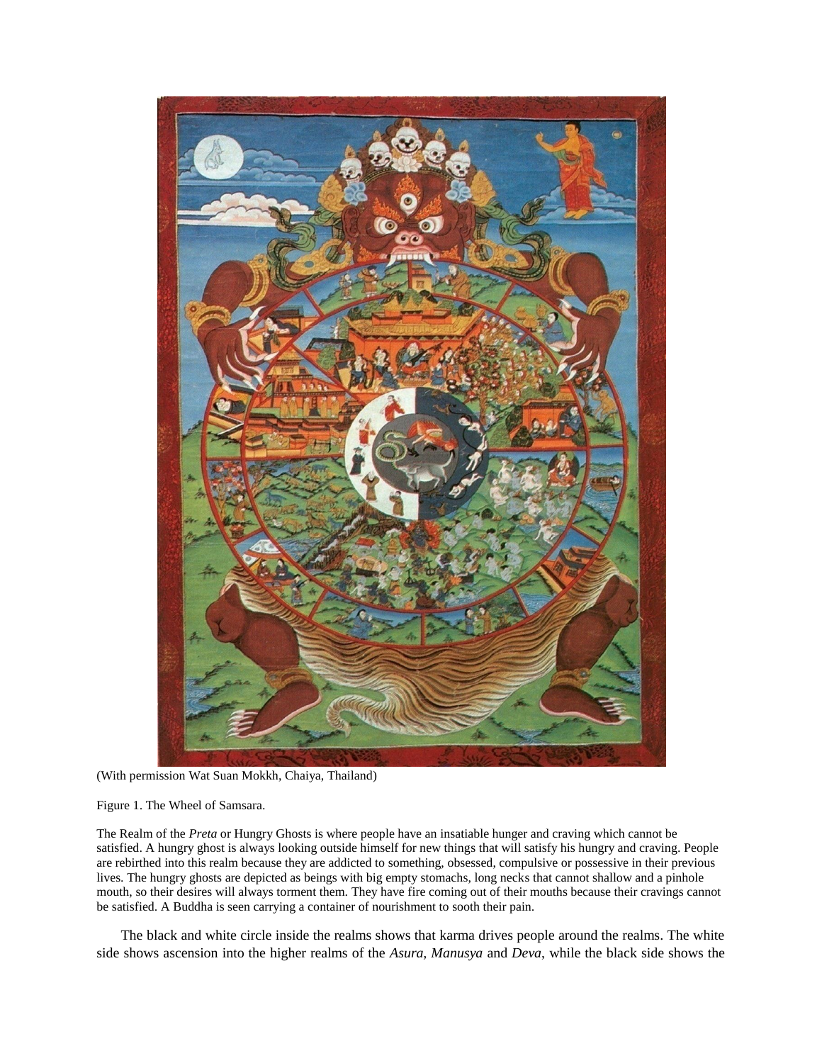(With permission Wat Suan Mokkh, Chaiya, Thailand)

Figure 1. The Wheel of Samsara.

The Realm of the *Preta* or Hungry Ghosts is where people have an insatiable hunger and craving which cannot be satisfied. A hungry ghost is always looking outside himself for new things that will satisfy his hungry and craving. People are rebirthed into this realm because they are addicted to something, obsessed, compulsive or possessive in their previous lives. The hungry ghosts are depicted as beings with big empty stomachs, long necks that cannot shallow and a pinhole mouth, so their desires will always torment them. They have fire coming out of their mouths because their cravings cannot be satisfied. A Buddha is seen carrying a container of nourishment to sooth their pain.

The black and white circle inside the realms shows that karma drives people around the realms. The white side shows ascension into the higher realms of the *Asura*, *Manusya* and *Deva*, while the black side shows the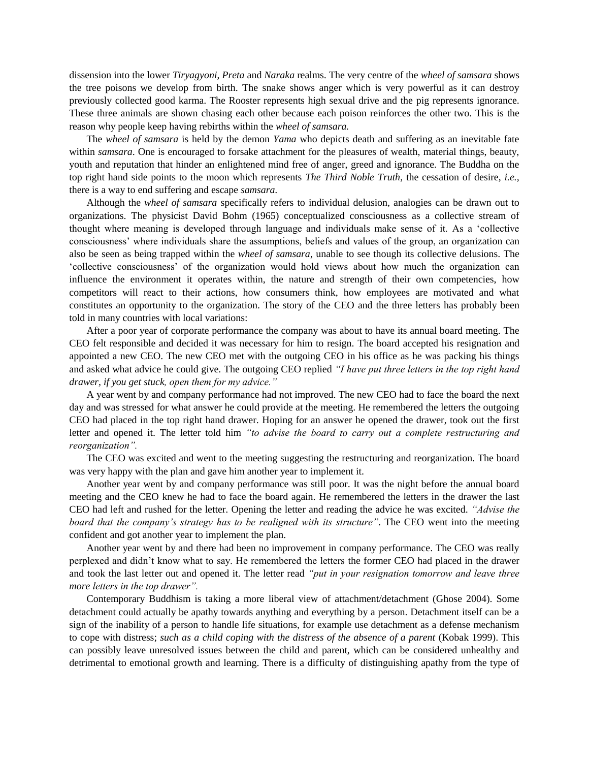dissension into the lower *Tiryagyoni*, *Preta* and *Naraka* realms. The very centre of the *wheel of samsara* shows the tree poisons we develop from birth. The snake shows anger which is very powerful as it can destroy previously collected good karma. The Rooster represents high sexual drive and the pig represents ignorance. These three animals are shown chasing each other because each poison reinforces the other two. This is the reason why people keep having rebirths within the *wheel of samsara.*

The *wheel of samsara* is held by the demon *Yama* who depicts death and suffering as an inevitable fate within *samsara*. One is encouraged to forsake attachment for the pleasures of wealth, material things, beauty, youth and reputation that hinder an enlightened mind free of anger, greed and ignorance. The Buddha on the top right hand side points to the moon which represents *The Third Noble Truth,* the cessation of desire, *i.e.,* there is a way to end suffering and escape *samsara.*

Although the *wheel of samsara* specifically refers to individual delusion, analogies can be drawn out to organizations. The physicist David Bohm (1965) conceptualized consciousness as a collective stream of thought where meaning is developed through language and individuals make sense of it. As a 'collective consciousness' where individuals share the assumptions, beliefs and values of the group, an organization can also be seen as being trapped within the *wheel of samsara*, unable to see though its collective delusions. The 'collective consciousness' of the organization would hold views about how much the organization can influence the environment it operates within, the nature and strength of their own competencies, how competitors will react to their actions, how consumers think, how employees are motivated and what constitutes an opportunity to the organization. The story of the CEO and the three letters has probably been told in many countries with local variations:

After a poor year of corporate performance the company was about to have its annual board meeting. The CEO felt responsible and decided it was necessary for him to resign. The board accepted his resignation and appointed a new CEO. The new CEO met with the outgoing CEO in his office as he was packing his things and asked what advice he could give. The outgoing CEO replied *"I have put three letters in the top right hand drawer, if you get stuck, open them for my advice."*

A year went by and company performance had not improved. The new CEO had to face the board the next day and was stressed for what answer he could provide at the meeting. He remembered the letters the outgoing CEO had placed in the top right hand drawer. Hoping for an answer he opened the drawer, took out the first letter and opened it. The letter told him *"to advise the board to carry out a complete restructuring and reorganization".*

The CEO was excited and went to the meeting suggesting the restructuring and reorganization. The board was very happy with the plan and gave him another year to implement it.

Another year went by and company performance was still poor. It was the night before the annual board meeting and the CEO knew he had to face the board again. He remembered the letters in the drawer the last CEO had left and rushed for the letter. Opening the letter and reading the advice he was excited. *"Advise the board that the company's strategy has to be realigned with its structure"*. The CEO went into the meeting confident and got another year to implement the plan.

Another year went by and there had been no improvement in company performance. The CEO was really perplexed and didn't know what to say. He remembered the letters the former CEO had placed in the drawer and took the last letter out and opened it. The letter read *"put in your resignation tomorrow and leave three more letters in the top drawer".*

Contemporary Buddhism is taking a more liberal view of attachment/detachment (Ghose 2004). Some detachment could actually be apathy towards anything and everything by a person. Detachment itself can be a sign of the inability of a person to handle life situations, for example use detachment as a defense mechanism to cope with distress; *such as a child coping with the distress of the absence of a parent* (Kobak 1999). This can possibly leave unresolved issues between the child and parent, which can be considered unhealthy and detrimental to emotional growth and learning. There is a difficulty of distinguishing apathy from the type of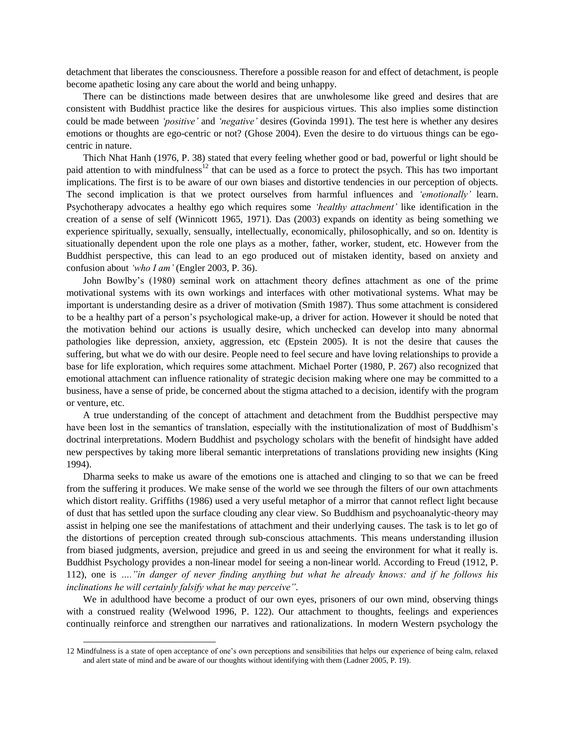detachment that liberates the consciousness. Therefore a possible reason for and effect of detachment, is people become apathetic losing any care about the world and being unhappy.

There can be distinctions made between desires that are unwholesome like greed and desires that are consistent with Buddhist practice like the desires for auspicious virtues. This also implies some distinction could be made between *'positive'* and *'negative'* desires (Govinda 1991). The test here is whether any desires emotions or thoughts are ego-centric or not? (Ghose 2004). Even the desire to do virtuous things can be ego-centric in nature.

Thich Nhat Hanh (1976, P. 38) stated that every feeling whether good or bad, powerful or light should be paid attention to with mindfulness[12] that can be used as a force to protect the psych. This has two important implications. The first is to be aware of our own biases and distortive tendencies in our perception of objects. The second implication is that we protect ourselves from harmful influences and *'emotionally'* learn. Psychotherapy advocates a healthy ego which requires some *'healthy attachment'* like identification in the creation of a sense of self (Winnicott 1965, 1971). Das (2003) expands on identity as being something we experience spiritually, sexually, sensually, intellectually, economically, philosophically, and so on. Identity is situationally dependent upon the role one plays as a mother, father, worker, student, etc. However from the Buddhist perspective, this can lead to an ego produced out of mistaken identity, based on anxiety and confusion about *'who I am'* (Engler 2003, P. 36).

John Bowlby's (1980) seminal work on attachment theory defines attachment as one of the prime motivational systems with its own workings and interfaces with other motivational systems. What may be important is understanding desire as a driver of motivation (Smith 1987). Thus some attachment is considered to be a healthy part of a person's psychological make-up, a driver for action. However it should be noted that the motivation behind our actions is usually desire, which unchecked can develop into many abnormal pathologies like depression, anxiety, aggression, etc (Epstein 2005). It is not the desire that causes the suffering, but what we do with our desire. People need to feel secure and have loving relationships to provide a base for life exploration, which requires some attachment. Michael Porter (1980, P. 267) also recognized that emotional attachment can influence rationality of strategic decision making where one may be committed to a business, have a sense of pride, be concerned about the stigma attached to a decision, identify with the program or venture, etc.

A true understanding of the concept of attachment and detachment from the Buddhist perspective may have been lost in the semantics of translation, especially with the institutionalization of most of Buddhism's doctrinal interpretations. Modern Buddhist and psychology scholars with the benefit of hindsight have added new perspectives by taking more liberal semantic interpretations of translations providing new insights (King 1994).

Dharma seeks to make us aware of the emotions one is attached and clinging to so that we can be freed from the suffering it produces. We make sense of the world we see through the filters of our own attachments which distort reality. Griffiths (1986) used a very useful metaphor of a mirror that cannot reflect light because of dust that has settled upon the surface clouding any clear view. So Buddhism and psychoanalytic-theory may assist in helping one see the manifestations of attachment and their underlying causes. The task is to let go of the distortions of perception created through sub-conscious attachments. This means understanding illusion from biased judgments, aversion, prejudice and greed in us and seeing the environment for what it really is. Buddhist Psychology provides a non-linear model for seeing a non-linear world. According to Freud (1912, P. 112), one is ...."*in danger of never finding anything but what he already knows: and if he follows his inclinations he will certainly falsify what he may perceive*".

We in adulthood have become a product of our own eyes, prisoners of our own mind, observing things with a construed reality (Welwood 1996, P. 122). Our attachment to thoughts, feelings and experiences continually reinforce and strengthen our narratives and rationalizations. In modern Western psychology the

---

12 Mindfulness is a state of open acceptance of one's own perceptions and sensibilities that helps our experience of being calm, relaxed and alert state of mind and be aware of our thoughts without identifying with them (Ladner 2005, P. 19).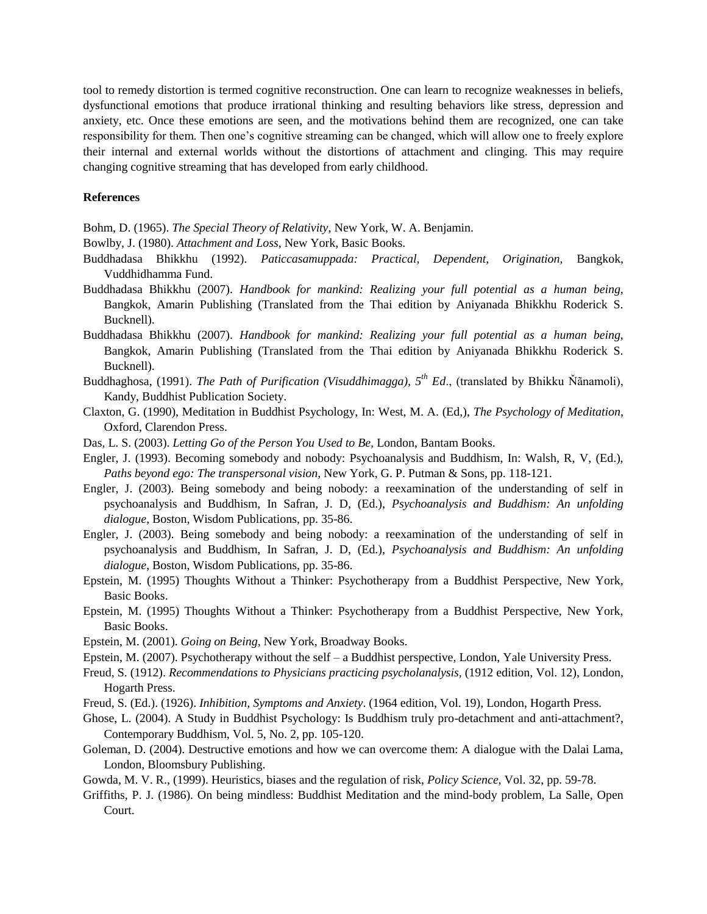tool to remedy distortion is termed cognitive reconstruction. One can learn to recognize weaknesses in beliefs, dysfunctional emotions that produce irrational thinking and resulting behaviors like stress, depression and anxiety, etc. Once these emotions are seen, and the motivations behind them are recognized, one can take responsibility for them. Then one's cognitive streaming can be changed, which will allow one to freely explore their internal and external worlds without the distortions of attachment and clinging. This may require changing cognitive streaming that has developed from early childhood.

**References**

Bohm, D. (1965). *The Special Theory of Relativity*, New York, W. A. Benjamin.

Bowlby, J. (1980). *Attachment and Loss*, New York, Basic Books.

Buddhadasa Bhikkhu (1992). *Paticcasamuppada: Practical, Dependent, Origination,* Bangkok, Vuddhidhamma Fund.

Buddhadasa Bhikkhu (2007). *Handbook for mankind: Realizing your full potential as a human being,* Bangkok, Amarin Publishing (Translated from the Thai edition by Aniyanada Bhikkhu Roderick S. Bucknell).

Buddhadasa Bhikkhu (2007). *Handbook for mankind: Realizing your full potential as a human being,* Bangkok, Amarin Publishing (Translated from the Thai edition by Aniyanada Bhikkhu Roderick S. Bucknell).

Buddhaghosa, (1991). *The Path of Purification (Visuddhimagga), 5th Ed*., (translated by Bhikku Ňãnamoli), Kandy, Buddhist Publication Society.

Claxton, G. (1990), Meditation in Buddhist Psychology, In: West, M. A. (Ed,), *The Psychology of Meditation*, Oxford, Clarendon Press.

Das, L. S. (2003). *Letting Go of the Person You Used to Be,* London, Bantam Books.

Engler, J. (1993). Becoming somebody and nobody: Psychoanalysis and Buddhism, In: Walsh, R, V, (Ed.), *Paths beyond ego: The transpersonal vision*, New York, G. P. Putman & Sons, pp. 118-121.

Engler, J. (2003). Being somebody and being nobody: a reexamination of the understanding of self in psychoanalysis and Buddhism, In Safran, J. D, (Ed.), *Psychoanalysis and Buddhism: An unfolding dialogue*, Boston, Wisdom Publications, pp. 35-86.

Engler, J. (2003). Being somebody and being nobody: a reexamination of the understanding of self in psychoanalysis and Buddhism, In Safran, J. D, (Ed.), *Psychoanalysis and Buddhism: An unfolding dialogue*, Boston, Wisdom Publications, pp. 35-86.

Epstein, M. (1995) Thoughts Without a Thinker: Psychotherapy from a Buddhist Perspective, New York, Basic Books.

Epstein, M. (1995) Thoughts Without a Thinker: Psychotherapy from a Buddhist Perspective, New York, Basic Books.

Epstein, M. (2001). *Going on Being*, New York, Broadway Books.

Epstein, M. (2007). Psychotherapy without the self – a Buddhist perspective, London, Yale University Press.

Freud, S. (1912). *Recommendations to Physicians practicing psycholanalysis,* (1912 edition, Vol. 12), London, Hogarth Press.

Freud, S. (Ed.). (1926). *Inhibition, Symptoms and Anxiety*. (1964 edition, Vol. 19), London, Hogarth Press.

Ghose, L. (2004). A Study in Buddhist Psychology: Is Buddhism truly pro-detachment and anti-attachment?, Contemporary Buddhism, Vol. 5, No. 2, pp. 105-120.

Goleman, D. (2004). Destructive emotions and how we can overcome them: A dialogue with the Dalai Lama, London, Bloomsbury Publishing.

Gowda, M. V. R., (1999). Heuristics, biases and the regulation of risk, *Policy Science*, Vol. 32, pp. 59-78.

Griffiths, P. J. (1986). On being mindless: Buddhist Meditation and the mind-body problem, La Salle, Open Court.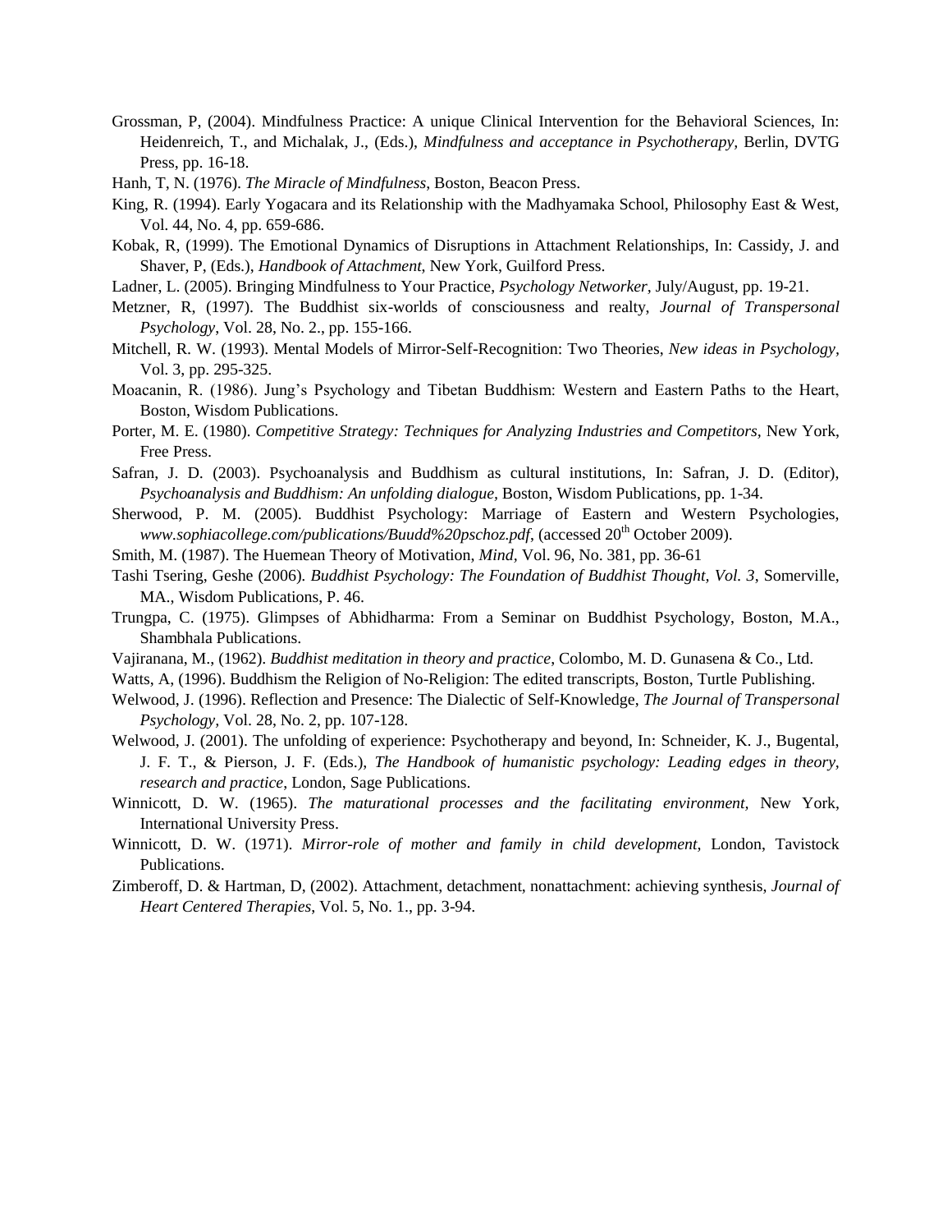Grossman, P, (2004). Mindfulness Practice: A unique Clinical Intervention for the Behavioral Sciences, In: Heidenreich, T., and Michalak, J., (Eds.), *Mindfulness and acceptance in Psychotherapy*, Berlin, DVTG Press, pp. 16-18.

Hanh, T, N. (1976). *The Miracle of Mindfulness*, Boston, Beacon Press.

King, R. (1994). Early Yogacara and its Relationship with the Madhyamaka School, Philosophy East & West, Vol. 44, No. 4, pp. 659-686.

Kobak, R, (1999). The Emotional Dynamics of Disruptions in Attachment Relationships, In: Cassidy, J. and Shaver, P, (Eds.), *Handbook of Attachment*, New York, Guilford Press.

Ladner, L. (2005). Bringing Mindfulness to Your Practice, *Psychology Networker*, July/August, pp. 19-21.

Metzner, R, (1997). The Buddhist six-worlds of consciousness and realty, *Journal of Transpersonal Psychology*, Vol. 28, No. 2., pp. 155-166.

Mitchell, R. W. (1993). Mental Models of Mirror-Self-Recognition: Two Theories, *New ideas in Psychology*, Vol. 3, pp. 295-325.

Moacanin, R. (1986). Jung's Psychology and Tibetan Buddhism: Western and Eastern Paths to the Heart, Boston, Wisdom Publications.

Porter, M. E. (1980). *Competitive Strategy: Techniques for Analyzing Industries and Competitors*, New York, Free Press.

Safran, J. D. (2003). Psychoanalysis and Buddhism as cultural institutions, In: Safran, J. D. (Editor), *Psychoanalysis and Buddhism: An unfolding dialogue*, Boston, Wisdom Publications, pp. 1-34.

Sherwood, P. M. (2005). Buddhist Psychology: Marriage of Eastern and Western Psychologies, *www.sophiacollege.com/publications/Buudd%20pschoz.pdf*, (accessed 20th October 2009).

Smith, M. (1987). The Huemean Theory of Motivation, *Mind*, Vol. 96, No. 381, pp. 36-61

Tashi Tsering, Geshe (2006). *Buddhist Psychology: The Foundation of Buddhist Thought, Vol. 3*, Somerville, MA., Wisdom Publications, P. 46.

Trungpa, C. (1975). Glimpses of Abhidharma: From a Seminar on Buddhist Psychology, Boston, M.A., Shambhala Publications.

Vajiranana, M., (1962). *Buddhist meditation in theory and practice*, Colombo, M. D. Gunasena & Co., Ltd.

Watts, A, (1996). Buddhism the Religion of No-Religion: The edited transcripts, Boston, Turtle Publishing.

Welwood, J. (1996). Reflection and Presence: The Dialectic of Self-Knowledge, *The Journal of Transpersonal Psychology*, Vol. 28, No. 2, pp. 107-128.

Welwood, J. (2001). The unfolding of experience: Psychotherapy and beyond, In: Schneider, K. J., Bugental, J. F. T., & Pierson, J. F. (Eds.), *The Handbook of humanistic psychology: Leading edges in theory, research and practice*, London, Sage Publications.

Winnicott, D. W. (1965). *The maturational processes and the facilitating environment*, New York, International University Press.

Winnicott, D. W. (1971). *Mirror-role of mother and family in child development*, London, Tavistock Publications.

Zimberoff, D. & Hartman, D, (2002). Attachment, detachment, nonattachment: achieving synthesis, *Journal of Heart Centered Therapies*, Vol. 5, No. 1., pp. 3-94.